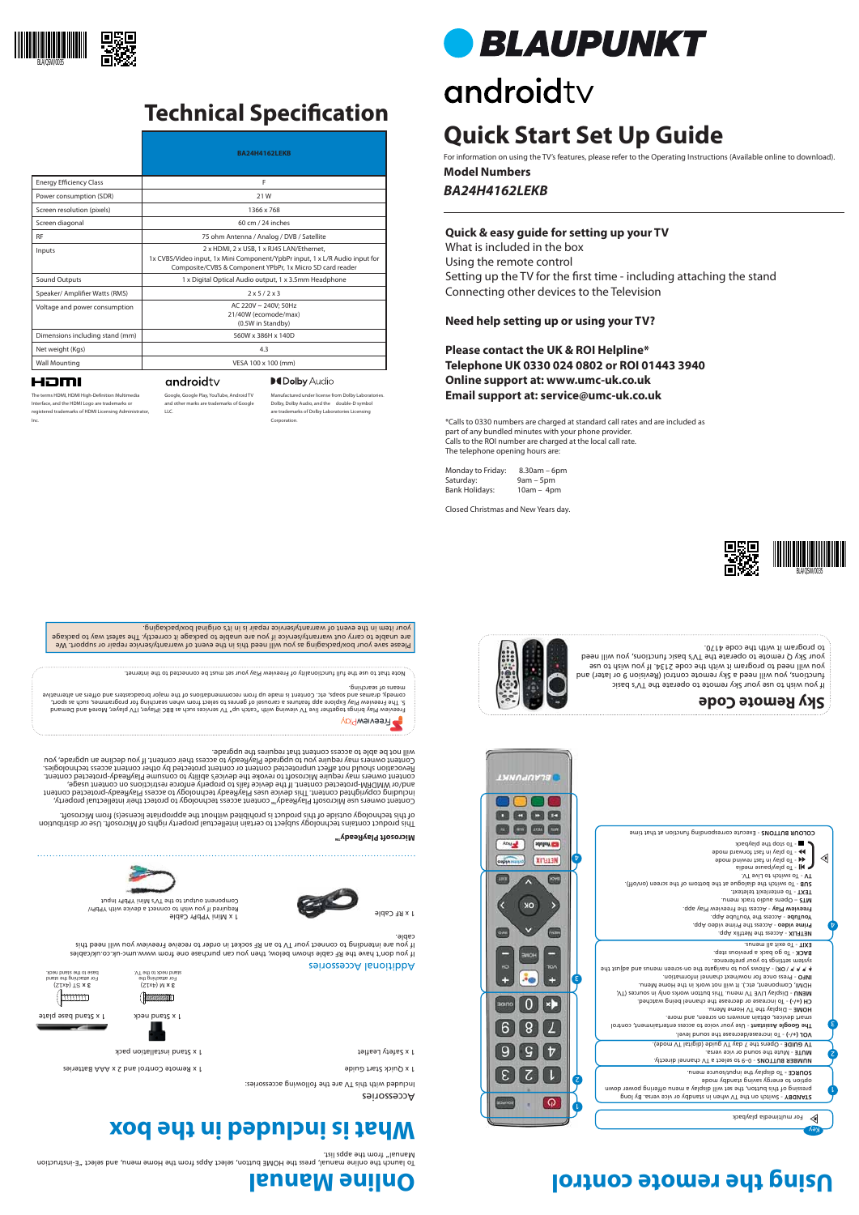# Technical Specification

| | BA24H4162LEKB |
|---|---|
| Energy Efficiency Class | F |
| Power consumption (SDR) | 21 W |
| Screen resolution (pixels) | 1366 x 768 |
| Screen diagonal | 60 cm / 24 inches |
| RF | 75 ohm Antenna / Analog / DVB / Satellite |
| Inputs | 2 x HDMI, 2 x USB, 1 x RJ45 LAN/Ethernet, 1x CVBS/Video input, 1x Mini Component/YPbPr input, 1 x L/R Audio input for Composite/CVBS & Component YPbPr, 1x Micro SD card reader |
| Sound Outputs | 1 x Digital Optical Audio output, 1 x 3.5mm Headphone |
| Speaker/ Amplifier Watts (RMS) | 2 x 5 / 2 x 3 |
| Voltage and power consumption | AC 220V ~ 240V; 50Hz 21/40W (ecomode/max) (0.5W in Standby) |
| Dimensions including stand (mm) | 560W x 386H x 140D |
| Net weight (Kgs) | 4.3 |
| Wall Mounting | VESA 100 x 100 (mm) |

HDMI

The terms HDMI, HDMI High-Definition Multimedia Interface, and the HDMI Logo are trademarks or registered trademarks of HDMI Licensing Administrator, Inc.

androidtv

Google, Google Play, YouTube, Android TV and other marks are trademarks of Google LLC.

Dolby Audio

Manufactured under license from Dolby Laboratories. Dolby, Dolby Audio, and the double-D symbol are trademarks of Dolby Laboratories Licensing Corporation.

# BLAUPUNKT

androidtv

# Quick Start Set Up Guide

For information on using the TV's features, please refer to the Operating Instructions (Available online to download).

**Model Numbers**

***BA24H4162LEKB***

**Quick & easy guide for setting up your TV**

What is included in the box

Using the remote control

Setting up the TV for the first time - including attaching the stand

Connecting other devices to the Television

**Need help setting up or using your TV?**

**Please contact the UK & ROI Helpline***

**Telephone UK 0330 024 0802 or ROI 01443 3940**

**Online support at: www.umc-uk.co.uk**

**Email support at: service@umc-uk.co.uk**

*Calls to 0330 numbers are charged at standard call rates and are included as part of any bundled minutes with your phone provider.
Calls to the ROI number are charged at the local call rate.
The telephone opening hours are:

| | |
|---|---|
| Monday to Friday: | 8.30am – 6pm |
| Saturday: | 9am – 5pm |
| Bank Holidays: | 10am – 4pm |

Closed Christmas and New Years day.

# Online Manual

To launch the online manual, press the HOME button, select apps from the Home menu, and select "E-instruction Manual" from the apps list.

# What is included in the box

## Accessories

Included with this TV are the following accessories:

1 x Quick Start Guide

1 x Remote Control and 2 x AAA Batteries

1 x Safety leaflet

1 x Stand installation pack

1 x Stand neck

1 x Stand base plate

3 x M (4x12) For attaching the stand neck to the TV.

3 x ST (4x12) For attaching the base to the stand neck.

## Additional Accessories

If you don't have the RF cable shown below, then you can purchase one from www.umc-uk.co.uk/cables

If you are intending to connect your TV to an RF socket in order to receive Freeview Play you will need this cable:

1 x RF Cable

1 x Mini YPbPr Cable

Required if you wish to connect a device with YPbPr Component output to the TV's Mini YPbPr input

## Microsoft PlayReady™

This product contains technology subject to certain intellectual property rights of Microsoft. Use or distribution of this technology outside of this product is prohibited without the appropriate license(s) from Microsoft.

Content owners use Microsoft PlayReady™ content access technology to protect their intellectual property, including copyrighted content. This device uses PlayReady technology to access PlayReady-protected content and/or WMDRM-protected content. If the device fails to properly enforce restrictions on content usage, content owners may require Microsoft to revoke the device's ability to consume PlayReady-protected content. Revocation should not affect unprotected content or content protected by other content access technologies. Content owners may require you to upgrade PlayReady to access their content. If you decline an upgrade, you will not be able to access content that requires the upgrade.

## FreeviewPlay

Freeview Play brings together live TV viewing with "catch up" TV services such as BBC iPlayer, ITV player, 4oD and Demand 5. The Freeview Play explore app features a carousel of genres to select from when searching for programmes, such as sport, comedy, dramas and soaps, etc. Content is made up from recommendations of the major broadcasters and offers an alternative means of searching.

Note that to use the full functionality of Freeview Play your set must be connected to the internet.

Please save your box/packaging as you will need this in the event of warranty/service repair or support. We are unable to carry out warranty/service if you are unable to package it correctly. The safest way to package your item in the event of warranty/service repair is in it's original box/packaging.

# Using the remote control

Key: For multimedia playback

1. **STANDBY** - Switch on TV when in standby or vice versa. By long pressing of this button, the set will display a menu offering power mode option to energy saving standby mode.
   **SOURCE** - To display the input/source menu.
2. **NUMBER BUTTONS** - 0 – 9 to select a TV channel directly.
   **MUTE** - Mute the sound or vice versa.
   **TV GUIDE** - Opens the 7 day TV guide (digital TV mode).
3. **VOL (+/-)** - To increase/decrease the sound level.
   **The Google Assistant** - Use your voice to access entertainment, control smart devices, obtain answers on screen, and more.
   **HOME** - Display the TV Home Menu.
   **CH (+/-)** - To increase or decrease the channel being watched.
   **MENU** - Display LIVE TV menu. This button works only in TV sources (TV, HDMI, Component, etc.). It will not work in the Home Menu.
   **INFO** - Press once for now/next channel information.
   ▲ ▼ ◄ ► / **OK** - Allows you to navigate the on-screen menus and adjust the system settings to your preference.
   **BACK** - To go back a previous step.
   **EXIT** - To exit all menus.
4. **NETFLIX** - Access the Netflix App.
   **Prime video** - Access the Prime video App.
   **YouTube** - Access the YouTube App.
   **Freeview Play** - Access the Freeview Play app.
   **MTS** = Opens audio track setting menu.
   **TEXT** - To enter/exit teletext.
   **SUB** - To switch the dialogue at the bottom of the screen (on/off).
   **TV** - To switch to Live TV.
   ▶II - To play/pause media
   ◄◄ - To play in fast rewind mode
   ►► - To play in fast forward mode
   ■ - To stop the playback
   **COLOUR BUTTONS** - Execute corresponding function at that time

# Sky Remote Code

If you wish to use your Sky remote to operate the TV's basic functions, you will need a Sky remote control (Revision 9 or later) and you will need to program it with the code 2134. If you wish to use your Sky Q remote to operate the TV's basic functions, you will need to program it with the code 4170.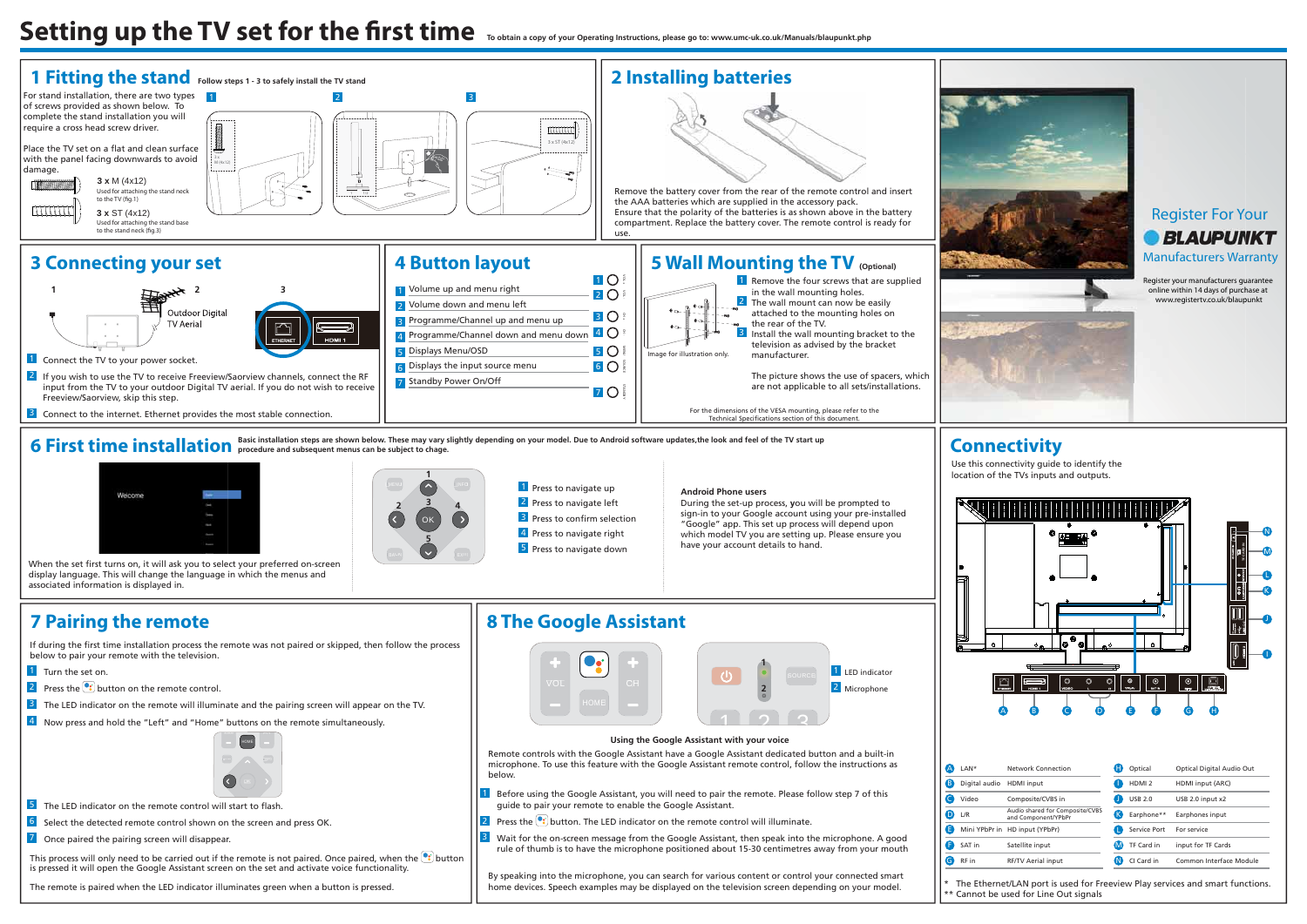# Setting up the TV set for the first time

To obtain a copy of your Operating Instructions, please go to: www.umc-uk.co.uk/Manuals/blaupunkt.php

## 1 Fitting the stand

Follow steps 1 - 3 to safely install the TV stand

For stand installation, there are two types of screws provided as shown below. To complete the stand installation you will require a cross head screw driver.

Place the TV set on a flat and clean surface with the panel facing downwards to avoid damage.

**3** x M (4x12)
Used for attaching the stand neck to the TV (fig.1)

**3** x ST (4x12)
Used for attaching the stand base to the stand neck (fig.3)

1 2 3

3 x M (4x12)

3 x ST (4x12)

## 2 Installing batteries

Remove the battery cover from the rear of the remote control and insert the AAA batteries which are supplied in the accessory pack.
Ensure that the polarity of the batteries is as shown above in the battery compartment. Replace the battery cover. The remote control is ready for use.

Register For Your
BLAUPUNKT
Manufacturers Warranty

Register your manufacturers guarantee online within 14 days of purchase at www.registertv.co.uk/blaupunkt

## 3 Connecting your set

1 2 3

Outdoor Digital TV Aerial

ETHERNET HDMI 1

1. Connect the TV to your power socket.
2. If you wish to use the TV to receive Freeview/Saorview channels, connect the RF input from the TV to your outdoor Digital TV aerial. If you do not wish to receive Freeview/Saorview, skip this step.
3. Connect to the internet. Ethernet provides the most stable connection.

## 4 Button layout

1. Volume up and menu right
2. Volume down and menu left
3. Programme/Channel up and menu up
4. Programme/Channel down and menu down
5. Displays Menu/OSD
6. Displays the input source menu
7. Standby Power On/Off

## 5 Wall Mounting the TV (Optional)

1. Remove the four screws that are supplied in the wall mounting holes.
2. The wall mount can now be easily attached to the mounting holes on the rear of the TV.
3. Install the wall mounting bracket to the television as advised by the bracket manufacturer.

The picture shows the use of spacers, which are not applicable to all sets/installations.

Image for illustration only.

For the dimensions of the VESA mounting, please refer to the Technical Specifications section of this document.

## 6 First time installation

Basic installation steps are shown below. These may vary slightly depending on your model. Due to Android software updates,the look and feel of the TV start up procedure and subsequent menus can be subject to chage.

Welcome

When the set first turns on, it will ask you to select your preferred on-screen display language. This will change the language in which the menus and associated information is displayed in.

1. Press to navigate up
2. Press to navigate left
3. Press to confirm selection
4. Press to navigate right
5. Press to navigate down

**Android Phone users**
During the set-up process, you will be prompted to sign-in to your Google account using your pre-installed "Google" app. This set up process will depend upon which model TV you are setting up. Please ensure you have your account details to hand.

## Connectivity

Use this connectivity guide to identify the location of the TVs inputs and outputs.

| | | | | | |
|---|---|---|---|---|---|
| A | LAN* | Network Connection | H | Optical | Optical Digital Audio Out |
| B | Digital audio | HDMI input | I | HDMI 2 | HDMI input (ARC) |
| C | Video | Composite/CVBS in | J | USB 2.0 | USB 2.0 input x2 |
| D | L/R | Audio shared for Composite/CVBS and Component/YPbPr | K | Earphone** | Earphones input |
| E | Mini YPbPr in | HD input (YPbPr) | L | Service Port | For service |
| F | SAT in | Satellite input | M | TF Card in | input for TF Cards |
| G | RF in | RF/TV Aerial input | N | CI Card in | Common Interface Module |

\* The Ethernet/LAN port is used for Freeview Play services and smart functions.
\*\* Cannot be used for Line Out signals

## 7 Pairing the remote

If during the first time installation process the remote was not paired or skipped, then follow the process below to pair your remote with the television.

1. Turn the set on.
2. Press the button on the remote control.
3. The LED indicator on the remote will illuminate and the pairing screen will appear on the TV.
4. Now press and hold the "Left" and "Home" buttons on the remote simultaneously.
5. The LED indicator on the remote control will start to flash.
6. Select the detected remote control shown on the screen and press OK.
7. Once paired the pairing screen will disappear.

This process will only need to be carried out if the remote is not paired. Once paired, when the button is pressed it will open the Google Assistant screen on the set and activate voice functionality.

The remote is paired when the LED indicator illuminates green when a button is pressed.

## 8 The Google Assistant

1. LED indicator
2. Microphone

**Using the Google Assistant with your voice**

Remote controls with the Google Assistant have a Google Assistant dedicated button and a built-in microphone. To use this feature with the Google Assistant remote control, follow the instructions as below.

1. Before using the Google Assistant, you will need to pair the remote. Please follow step 7 of this guide to pair your remote to enable the Google Assistant.
2. Press the button. The LED indicator on the remote control will illuminate.
3. Wait for the on-screen message from the Google Assistant, then speak into the microphone. A good rule of thumb is to have the microphone positioned about 15-30 centimetres away from your mouth

By speaking into the microphone, you can search for various content or control your connected smart home devices. Speech examples may be displayed on the television screen depending on your model.